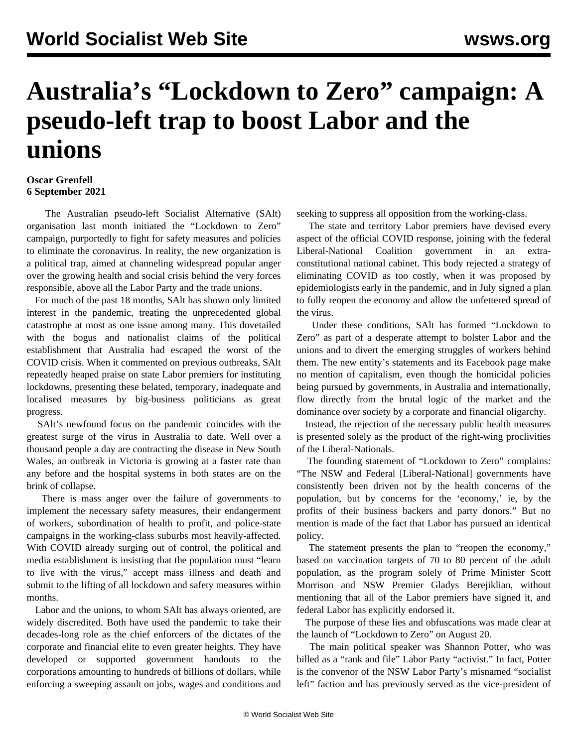# Australia's "Lockdown to Zero" campaign: A pseudo-left trap to boost Labor and the unions

**Oscar Grenfell**
**6 September 2021**

The Australian pseudo-left Socialist Alternative (SAlt) organisation last month initiated the "Lockdown to Zero" campaign, purportedly to fight for safety measures and policies to eliminate the coronavirus. In reality, the new organization is a political trap, aimed at channeling widespread popular anger over the growing health and social crisis behind the very forces responsible, above all the Labor Party and the trade unions.

For much of the past 18 months, SAlt has shown only limited interest in the pandemic, treating the unprecedented global catastrophe at most as one issue among many. This dovetailed with the bogus and nationalist claims of the political establishment that Australia had escaped the worst of the COVID crisis. When it commented on previous outbreaks, SAlt repeatedly heaped praise on state Labor premiers for instituting lockdowns, presenting these belated, temporary, inadequate and localised measures by big-business politicians as great progress.

SAlt's newfound focus on the pandemic coincides with the greatest surge of the virus in Australia to date. Well over a thousand people a day are contracting the disease in New South Wales, an outbreak in Victoria is growing at a faster rate than any before and the hospital systems in both states are on the brink of collapse.

There is mass anger over the failure of governments to implement the necessary safety measures, their endangerment of workers, subordination of health to profit, and police-state campaigns in the working-class suburbs most heavily-affected. With COVID already surging out of control, the political and media establishment is insisting that the population must "learn to live with the virus," accept mass illness and death and submit to the lifting of all lockdown and safety measures within months.

Labor and the unions, to whom SAlt has always oriented, are widely discredited. Both have used the pandemic to take their decades-long role as the chief enforcers of the dictates of the corporate and financial elite to even greater heights. They have developed or supported government handouts to the corporations amounting to hundreds of billions of dollars, while enforcing a sweeping assault on jobs, wages and conditions and seeking to suppress all opposition from the working-class.

The state and territory Labor premiers have devised every aspect of the official COVID response, joining with the federal Liberal-National Coalition government in an extra-constitutional national cabinet. This body rejected a strategy of eliminating COVID as too costly, when it was proposed by epidemiologists early in the pandemic, and in July signed a plan to fully reopen the economy and allow the unfettered spread of the virus.

Under these conditions, SAlt has formed "Lockdown to Zero" as part of a desperate attempt to bolster Labor and the unions and to divert the emerging struggles of workers behind them. The new entity's statements and its Facebook page make no mention of capitalism, even though the homicidal policies being pursued by governments, in Australia and internationally, flow directly from the brutal logic of the market and the dominance over society by a corporate and financial oligarchy.

Instead, the rejection of the necessary public health measures is presented solely as the product of the right-wing proclivities of the Liberal-Nationals.

The founding statement of "Lockdown to Zero" complains: "The NSW and Federal [Liberal-National] governments have consistently been driven not by the health concerns of the population, but by concerns for the 'economy,' ie, by the profits of their business backers and party donors." But no mention is made of the fact that Labor has pursued an identical policy.

The statement presents the plan to "reopen the economy," based on vaccination targets of 70 to 80 percent of the adult population, as the program solely of Prime Minister Scott Morrison and NSW Premier Gladys Berejiklian, without mentioning that all of the Labor premiers have signed it, and federal Labor has explicitly endorsed it.

The purpose of these lies and obfuscations was made clear at the launch of "Lockdown to Zero" on August 20.

The main political speaker was Shannon Potter, who was billed as a "rank and file" Labor Party "activist." In fact, Potter is the convenor of the NSW Labor Party's misnamed "socialist left" faction and has previously served as the vice-president of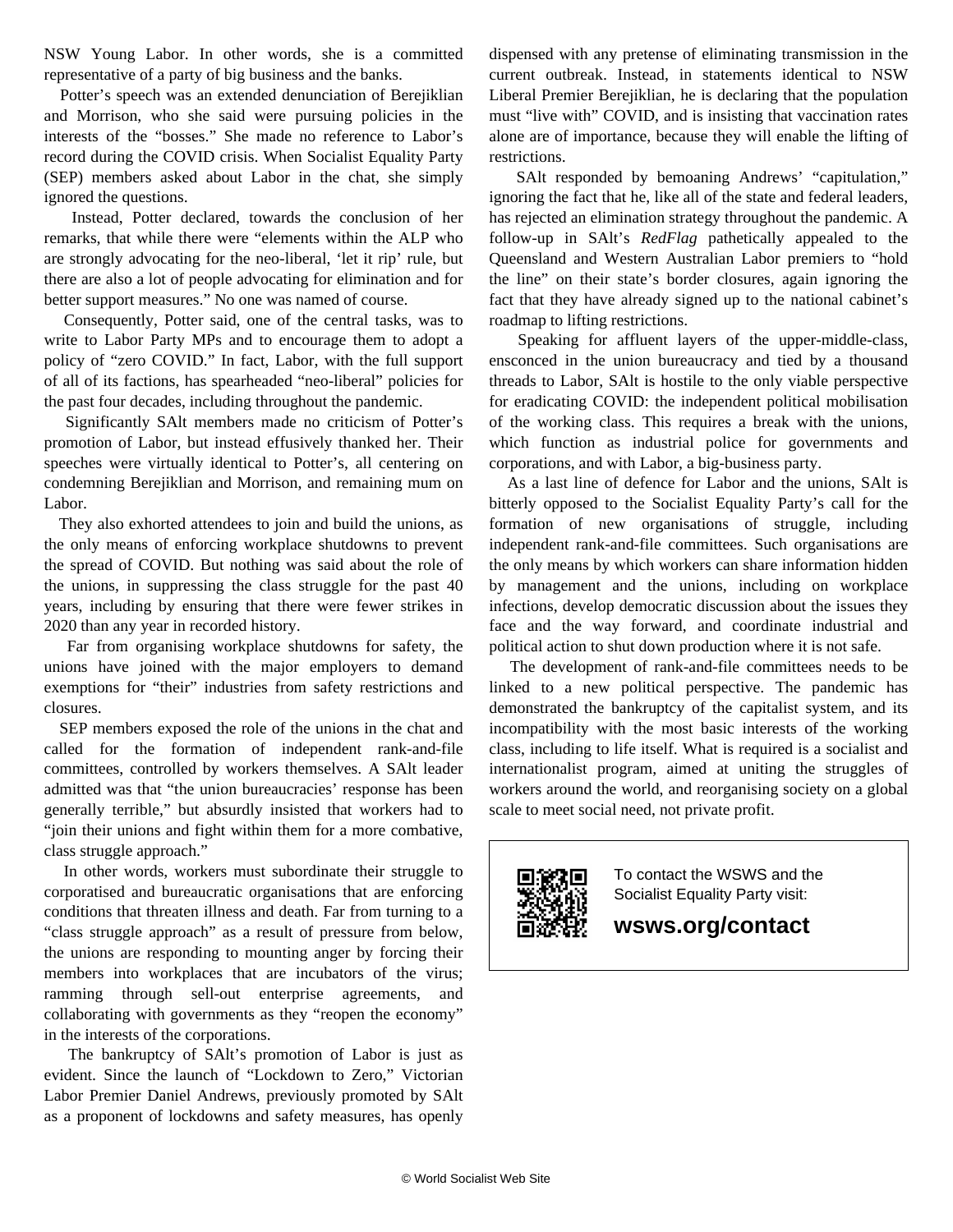NSW Young Labor. In other words, she is a committed representative of a party of big business and the banks.

Potter's speech was an extended denunciation of Berejiklian and Morrison, who she said were pursuing policies in the interests of the "bosses." She made no reference to Labor's record during the COVID crisis. When Socialist Equality Party (SEP) members asked about Labor in the chat, she simply ignored the questions.

Instead, Potter declared, towards the conclusion of her remarks, that while there were "elements within the ALP who are strongly advocating for the neo-liberal, 'let it rip' rule, but there are also a lot of people advocating for elimination and for better support measures." No one was named of course.

Consequently, Potter said, one of the central tasks, was to write to Labor Party MPs and to encourage them to adopt a policy of "zero COVID." In fact, Labor, with the full support of all of its factions, has spearheaded "neo-liberal" policies for the past four decades, including throughout the pandemic.

Significantly SAlt members made no criticism of Potter's promotion of Labor, but instead effusively thanked her. Their speeches were virtually identical to Potter's, all centering on condemning Berejiklian and Morrison, and remaining mum on Labor.

They also exhorted attendees to join and build the unions, as the only means of enforcing workplace shutdowns to prevent the spread of COVID. But nothing was said about the role of the unions, in suppressing the class struggle for the past 40 years, including by ensuring that there were fewer strikes in 2020 than any year in recorded history.

Far from organising workplace shutdowns for safety, the unions have joined with the major employers to demand exemptions for "their" industries from safety restrictions and closures.

SEP members exposed the role of the unions in the chat and called for the formation of independent rank-and-file committees, controlled by workers themselves. A SAlt leader admitted was that "the union bureaucracies' response has been generally terrible," but absurdly insisted that workers had to "join their unions and fight within them for a more combative, class struggle approach."

In other words, workers must subordinate their struggle to corporatised and bureaucratic organisations that are enforcing conditions that threaten illness and death. Far from turning to a "class struggle approach" as a result of pressure from below, the unions are responding to mounting anger by forcing their members into workplaces that are incubators of the virus; ramming through sell-out enterprise agreements, and collaborating with governments as they "reopen the economy" in the interests of the corporations.

The bankruptcy of SAlt's promotion of Labor is just as evident. Since the launch of "Lockdown to Zero," Victorian Labor Premier Daniel Andrews, previously promoted by SAlt as a proponent of lockdowns and safety measures, has openly dispensed with any pretense of eliminating transmission in the current outbreak. Instead, in statements identical to NSW Liberal Premier Berejiklian, he is declaring that the population must "live with" COVID, and is insisting that vaccination rates alone are of importance, because they will enable the lifting of restrictions.

SAlt responded by bemoaning Andrews' "capitulation," ignoring the fact that he, like all of the state and federal leaders, has rejected an elimination strategy throughout the pandemic. A follow-up in SAlt's *RedFlag* pathetically appealed to the Queensland and Western Australian Labor premiers to "hold the line" on their state's border closures, again ignoring the fact that they have already signed up to the national cabinet's roadmap to lifting restrictions.

Speaking for affluent layers of the upper-middle-class, ensconced in the union bureaucracy and tied by a thousand threads to Labor, SAlt is hostile to the only viable perspective for eradicating COVID: the independent political mobilisation of the working class. This requires a break with the unions, which function as industrial police for governments and corporations, and with Labor, a big-business party.

As a last line of defence for Labor and the unions, SAlt is bitterly opposed to the Socialist Equality Party's call for the formation of new organisations of struggle, including independent rank-and-file committees. Such organisations are the only means by which workers can share information hidden by management and the unions, including on workplace infections, develop democratic discussion about the issues they face and the way forward, and coordinate industrial and political action to shut down production where it is not safe.

The development of rank-and-file committees needs to be linked to a new political perspective. The pandemic has demonstrated the bankruptcy of the capitalist system, and its incompatibility with the most basic interests of the working class, including to life itself. What is required is a socialist and internationalist program, aimed at uniting the struggles of workers around the world, and reorganising society on a global scale to meet social need, not private profit.

To contact the WSWS and the Socialist Equality Party visit:

**wsws.org/contact**